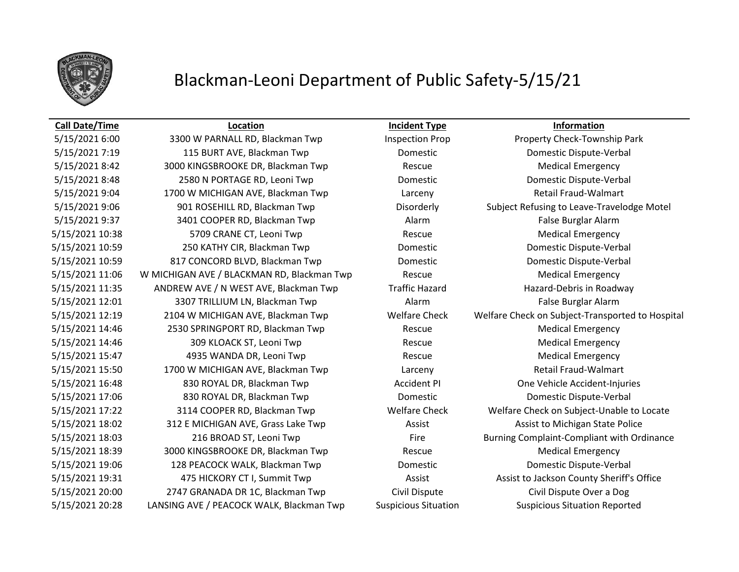# Blackman-Leoni Department of Public Safety-5/15/21

| Call Date/Time | Location | Incident Type | Information |
|---|---|---|---|
| 5/15/2021 6:00 | 3300 W PARNALL RD, Blackman Twp | Inspection Prop | Property Check-Township Park |
| 5/15/2021 7:19 | 115 BURT AVE, Blackman Twp | Domestic | Domestic Dispute-Verbal |
| 5/15/2021 8:42 | 3000 KINGSBROOKE DR, Blackman Twp | Rescue | Medical Emergency |
| 5/15/2021 8:48 | 2580 N PORTAGE RD, Leoni Twp | Domestic | Domestic Dispute-Verbal |
| 5/15/2021 9:04 | 1700 W MICHIGAN AVE, Blackman Twp | Larceny | Retail Fraud-Walmart |
| 5/15/2021 9:06 | 901 ROSEHILL RD, Blackman Twp | Disorderly | Subject Refusing to Leave-Travelodge Motel |
| 5/15/2021 9:37 | 3401 COOPER RD, Blackman Twp | Alarm | False Burglar Alarm |
| 5/15/2021 10:38 | 5709 CRANE CT, Leoni Twp | Rescue | Medical Emergency |
| 5/15/2021 10:59 | 250 KATHY CIR, Blackman Twp | Domestic | Domestic Dispute-Verbal |
| 5/15/2021 10:59 | 817 CONCORD BLVD, Blackman Twp | Domestic | Domestic Dispute-Verbal |
| 5/15/2021 11:06 | W MICHIGAN AVE / BLACKMAN RD, Blackman Twp | Rescue | Medical Emergency |
| 5/15/2021 11:35 | ANDREW AVE / N WEST AVE, Blackman Twp | Traffic Hazard | Hazard-Debris in Roadway |
| 5/15/2021 12:01 | 3307 TRILLIUM LN, Blackman Twp | Alarm | False Burglar Alarm |
| 5/15/2021 12:19 | 2104 W MICHIGAN AVE, Blackman Twp | Welfare Check | Welfare Check on Subject-Transported to Hospital |
| 5/15/2021 14:46 | 2530 SPRINGPORT RD, Blackman Twp | Rescue | Medical Emergency |
| 5/15/2021 14:46 | 309 KLOACK ST, Leoni Twp | Rescue | Medical Emergency |
| 5/15/2021 15:47 | 4935 WANDA DR, Leoni Twp | Rescue | Medical Emergency |
| 5/15/2021 15:50 | 1700 W MICHIGAN AVE, Blackman Twp | Larceny | Retail Fraud-Walmart |
| 5/15/2021 16:48 | 830 ROYAL DR, Blackman Twp | Accident PI | One Vehicle Accident-Injuries |
| 5/15/2021 17:06 | 830 ROYAL DR, Blackman Twp | Domestic | Domestic Dispute-Verbal |
| 5/15/2021 17:22 | 3114 COOPER RD, Blackman Twp | Welfare Check | Welfare Check on Subject-Unable to Locate |
| 5/15/2021 18:02 | 312 E MICHIGAN AVE, Grass Lake Twp | Assist | Assist to Michigan State Police |
| 5/15/2021 18:03 | 216 BROAD ST, Leoni Twp | Fire | Burning Complaint-Compliant with Ordinance |
| 5/15/2021 18:39 | 3000 KINGSBROOKE DR, Blackman Twp | Rescue | Medical Emergency |
| 5/15/2021 19:06 | 128 PEACOCK WALK, Blackman Twp | Domestic | Domestic Dispute-Verbal |
| 5/15/2021 19:31 | 475 HICKORY CT I, Summit Twp | Assist | Assist to Jackson County Sheriff's Office |
| 5/15/2021 20:00 | 2747 GRANADA DR 1C, Blackman Twp | Civil Dispute | Civil Dispute Over a Dog |
| 5/15/2021 20:28 | LANSING AVE / PEACOCK WALK, Blackman Twp | Suspicious Situation | Suspicious Situation Reported |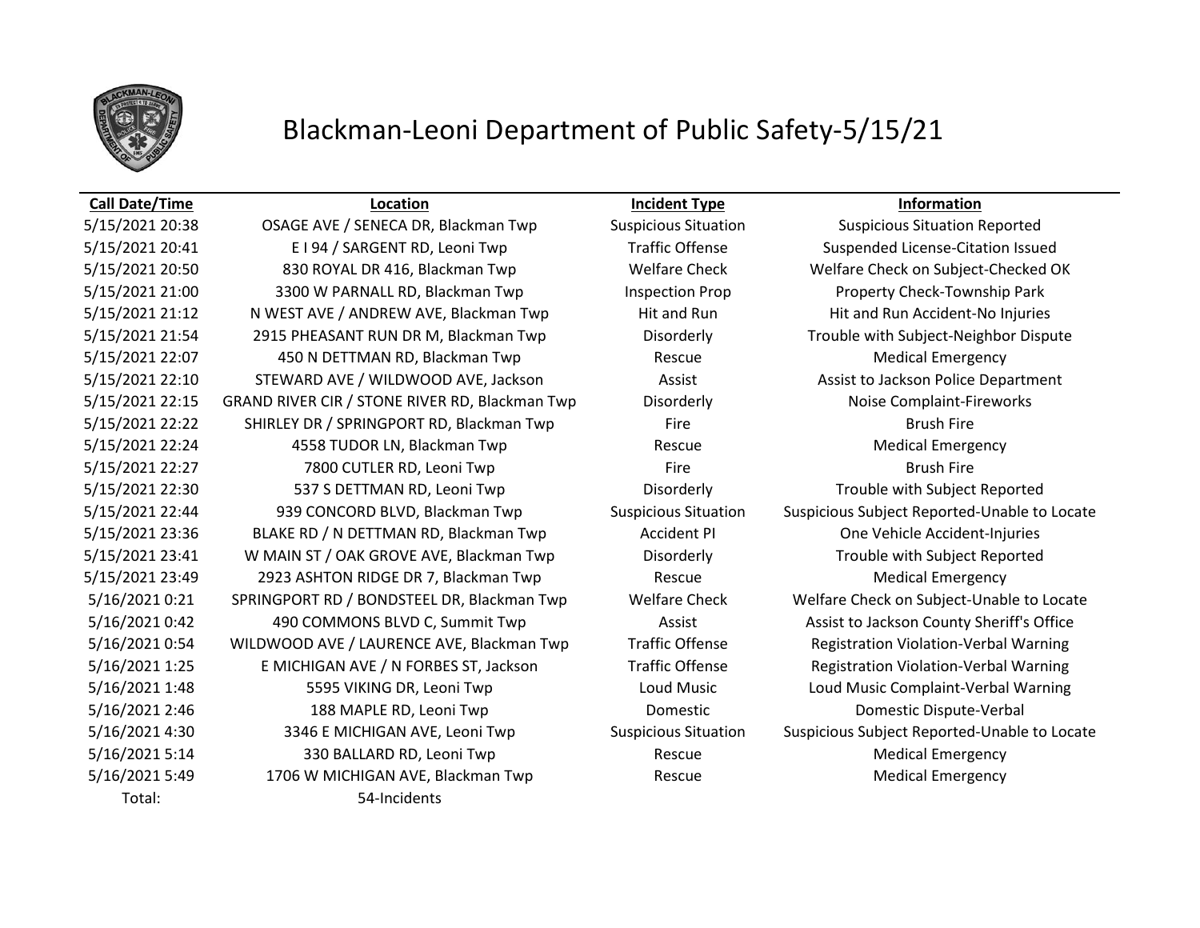# Blackman-Leoni Department of Public Safety-5/15/21

| Call Date/Time | Location | Incident Type | Information |
|---|---|---|---|
| 5/15/2021 20:38 | OSAGE AVE / SENECA DR, Blackman Twp | Suspicious Situation | Suspicious Situation Reported |
| 5/15/2021 20:41 | E I 94 / SARGENT RD, Leoni Twp | Traffic Offense | Suspended License-Citation Issued |
| 5/15/2021 20:50 | 830 ROYAL DR 416, Blackman Twp | Welfare Check | Welfare Check on Subject-Checked OK |
| 5/15/2021 21:00 | 3300 W PARNALL RD, Blackman Twp | Inspection Prop | Property Check-Township Park |
| 5/15/2021 21:12 | N WEST AVE / ANDREW AVE, Blackman Twp | Hit and Run | Hit and Run Accident-No Injuries |
| 5/15/2021 21:54 | 2915 PHEASANT RUN DR M, Blackman Twp | Disorderly | Trouble with Subject-Neighbor Dispute |
| 5/15/2021 22:07 | 450 N DETTMAN RD, Blackman Twp | Rescue | Medical Emergency |
| 5/15/2021 22:10 | STEWARD AVE / WILDWOOD AVE, Jackson | Assist | Assist to Jackson Police Department |
| 5/15/2021 22:15 | GRAND RIVER CIR / STONE RIVER RD, Blackman Twp | Disorderly | Noise Complaint-Fireworks |
| 5/15/2021 22:22 | SHIRLEY DR / SPRINGPORT RD, Blackman Twp | Fire | Brush Fire |
| 5/15/2021 22:24 | 4558 TUDOR LN, Blackman Twp | Rescue | Medical Emergency |
| 5/15/2021 22:27 | 7800 CUTLER RD, Leoni Twp | Fire | Brush Fire |
| 5/15/2021 22:30 | 537 S DETTMAN RD, Leoni Twp | Disorderly | Trouble with Subject Reported |
| 5/15/2021 22:44 | 939 CONCORD BLVD, Blackman Twp | Suspicious Situation | Suspicious Subject Reported-Unable to Locate |
| 5/15/2021 23:36 | BLAKE RD / N DETTMAN RD, Blackman Twp | Accident PI | One Vehicle Accident-Injuries |
| 5/15/2021 23:41 | W MAIN ST / OAK GROVE AVE, Blackman Twp | Disorderly | Trouble with Subject Reported |
| 5/15/2021 23:49 | 2923 ASHTON RIDGE DR 7, Blackman Twp | Rescue | Medical Emergency |
| 5/16/2021 0:21 | SPRINGPORT RD / BONDSTEEL DR, Blackman Twp | Welfare Check | Welfare Check on Subject-Unable to Locate |
| 5/16/2021 0:42 | 490 COMMONS BLVD C, Summit Twp | Assist | Assist to Jackson County Sheriff's Office |
| 5/16/2021 0:54 | WILDWOOD AVE / LAURENCE AVE, Blackman Twp | Traffic Offense | Registration Violation-Verbal Warning |
| 5/16/2021 1:25 | E MICHIGAN AVE / N FORBES ST, Jackson | Traffic Offense | Registration Violation-Verbal Warning |
| 5/16/2021 1:48 | 5595 VIKING DR, Leoni Twp | Loud Music | Loud Music Complaint-Verbal Warning |
| 5/16/2021 2:46 | 188 MAPLE RD, Leoni Twp | Domestic | Domestic Dispute-Verbal |
| 5/16/2021 4:30 | 3346 E MICHIGAN AVE, Leoni Twp | Suspicious Situation | Suspicious Subject Reported-Unable to Locate |
| 5/16/2021 5:14 | 330 BALLARD RD, Leoni Twp | Rescue | Medical Emergency |
| 5/16/2021 5:49 | 1706 W MICHIGAN AVE, Blackman Twp | Rescue | Medical Emergency |
| Total: | 54-Incidents | | |